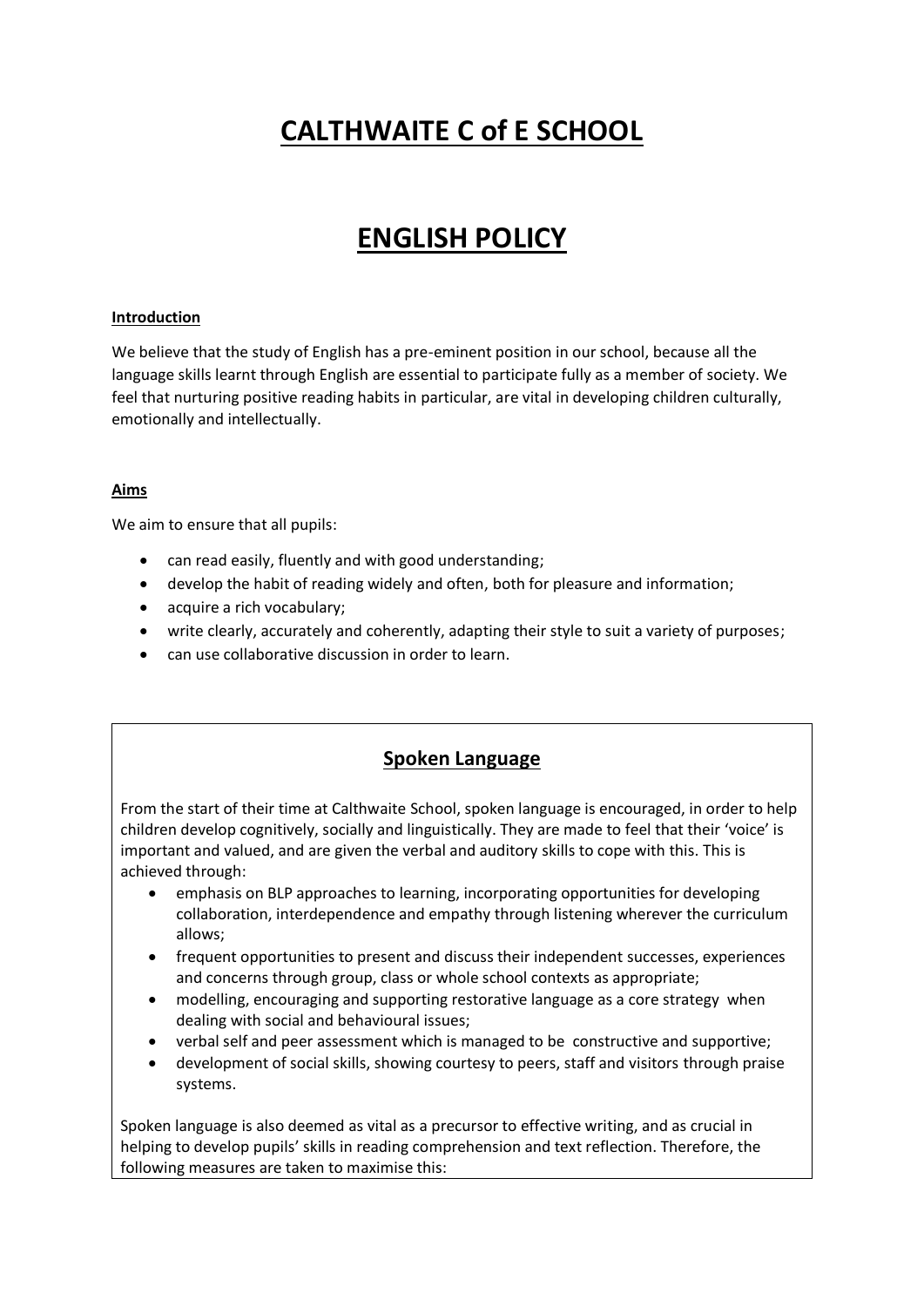# CALTHWAITE C of E SCHOOL

# ENGLISH POLICY

**Introduction**

We believe that the study of English has a pre-eminent position in our school, because all the language skills learnt through English are essential to participate fully as a member of society. We feel that nurturing positive reading habits in particular, are vital in developing children culturally, emotionally and intellectually.

**Aims**

We aim to ensure that all pupils:

- can read easily, fluently and with good understanding;
- develop the habit of reading widely and often, both for pleasure and information;
- acquire a rich vocabulary;
- write clearly, accurately and coherently, adapting their style to suit a variety of purposes;
- can use collaborative discussion in order to learn.

## Spoken Language

From the start of their time at Calthwaite School, spoken language is encouraged, in order to help children develop cognitively, socially and linguistically. They are made to feel that their 'voice' is important and valued, and are given the verbal and auditory skills to cope with this. This is achieved through:

- emphasis on BLP approaches to learning, incorporating opportunities for developing collaboration, interdependence and empathy through listening wherever the curriculum allows;
- frequent opportunities to present and discuss their independent successes, experiences and concerns through group, class or whole school contexts as appropriate;
- modelling, encouraging and supporting restorative language as a core strategy when dealing with social and behavioural issues;
- verbal self and peer assessment which is managed to be constructive and supportive;
- development of social skills, showing courtesy to peers, staff and visitors through praise systems.

Spoken language is also deemed as vital as a precursor to effective writing, and as crucial in helping to develop pupils' skills in reading comprehension and text reflection. Therefore, the following measures are taken to maximise this: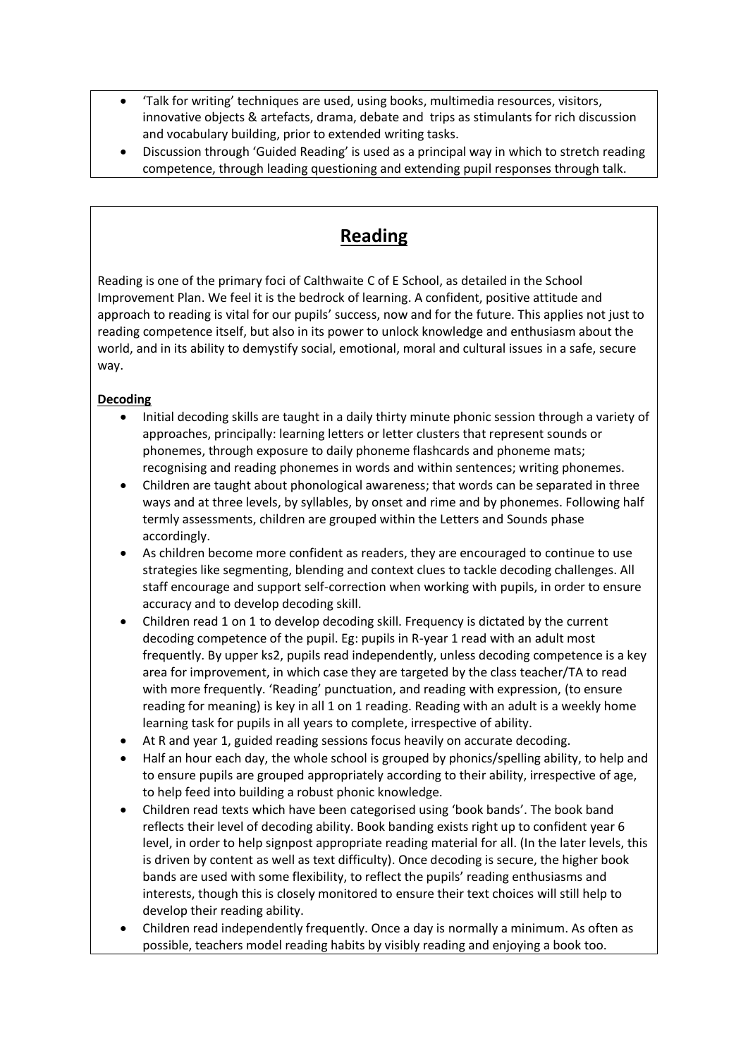- 'Talk for writing' techniques are used, using books, multimedia resources, visitors, innovative objects & artefacts, drama, debate and trips as stimulants for rich discussion and vocabulary building, prior to extended writing tasks.
- Discussion through 'Guided Reading' is used as a principal way in which to stretch reading competence, through leading questioning and extending pupil responses through talk.

# Reading

Reading is one of the primary foci of Calthwaite C of E School, as detailed in the School Improvement Plan. We feel it is the bedrock of learning. A confident, positive attitude and approach to reading is vital for our pupils' success, now and for the future. This applies not just to reading competence itself, but also in its power to unlock knowledge and enthusiasm about the world, and in its ability to demystify social, emotional, moral and cultural issues in a safe, secure way.

**Decoding**

- Initial decoding skills are taught in a daily thirty minute phonic session through a variety of approaches, principally: learning letters or letter clusters that represent sounds or phonemes, through exposure to daily phoneme flashcards and phoneme mats; recognising and reading phonemes in words and within sentences; writing phonemes.
- Children are taught about phonological awareness; that words can be separated in three ways and at three levels, by syllables, by onset and rime and by phonemes. Following half termly assessments, children are grouped within the Letters and Sounds phase accordingly.
- As children become more confident as readers, they are encouraged to continue to use strategies like segmenting, blending and context clues to tackle decoding challenges. All staff encourage and support self-correction when working with pupils, in order to ensure accuracy and to develop decoding skill.
- Children read 1 on 1 to develop decoding skill. Frequency is dictated by the current decoding competence of the pupil. Eg: pupils in R-year 1 read with an adult most frequently. By upper ks2, pupils read independently, unless decoding competence is a key area for improvement, in which case they are targeted by the class teacher/TA to read with more frequently. 'Reading' punctuation, and reading with expression, (to ensure reading for meaning) is key in all 1 on 1 reading. Reading with an adult is a weekly home learning task for pupils in all years to complete, irrespective of ability.
- At R and year 1, guided reading sessions focus heavily on accurate decoding.
- Half an hour each day, the whole school is grouped by phonics/spelling ability, to help and to ensure pupils are grouped appropriately according to their ability, irrespective of age, to help feed into building a robust phonic knowledge.
- Children read texts which have been categorised using 'book bands'. The book band reflects their level of decoding ability. Book banding exists right up to confident year 6 level, in order to help signpost appropriate reading material for all. (In the later levels, this is driven by content as well as text difficulty). Once decoding is secure, the higher book bands are used with some flexibility, to reflect the pupils' reading enthusiasms and interests, though this is closely monitored to ensure their text choices will still help to develop their reading ability.
- Children read independently frequently. Once a day is normally a minimum. As often as possible, teachers model reading habits by visibly reading and enjoying a book too.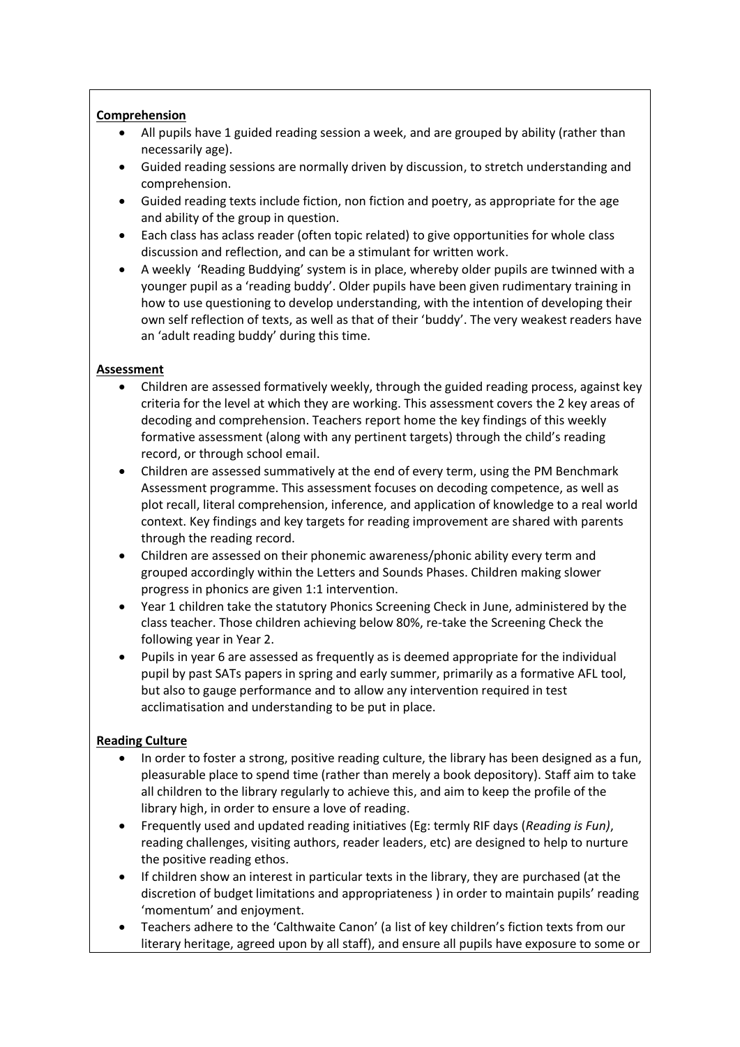**Comprehension**

- All pupils have 1 guided reading session a week, and are grouped by ability (rather than necessarily age).
- Guided reading sessions are normally driven by discussion, to stretch understanding and comprehension.
- Guided reading texts include fiction, non fiction and poetry, as appropriate for the age and ability of the group in question.
- Each class has aclass reader (often topic related) to give opportunities for whole class discussion and reflection, and can be a stimulant for written work.
- A weekly 'Reading Buddying' system is in place, whereby older pupils are twinned with a younger pupil as a 'reading buddy'. Older pupils have been given rudimentary training in how to use questioning to develop understanding, with the intention of developing their own self reflection of texts, as well as that of their 'buddy'. The very weakest readers have an 'adult reading buddy' during this time.

**Assessment**

- Children are assessed formatively weekly, through the guided reading process, against key criteria for the level at which they are working. This assessment covers the 2 key areas of decoding and comprehension. Teachers report home the key findings of this weekly formative assessment (along with any pertinent targets) through the child's reading record, or through school email.
- Children are assessed summatively at the end of every term, using the PM Benchmark Assessment programme. This assessment focuses on decoding competence, as well as plot recall, literal comprehension, inference, and application of knowledge to a real world context. Key findings and key targets for reading improvement are shared with parents through the reading record.
- Children are assessed on their phonemic awareness/phonic ability every term and grouped accordingly within the Letters and Sounds Phases. Children making slower progress in phonics are given 1:1 intervention.
- Year 1 children take the statutory Phonics Screening Check in June, administered by the class teacher. Those children achieving below 80%, re-take the Screening Check the following year in Year 2.
- Pupils in year 6 are assessed as frequently as is deemed appropriate for the individual pupil by past SATs papers in spring and early summer, primarily as a formative AFL tool, but also to gauge performance and to allow any intervention required in test acclimatisation and understanding to be put in place.

**Reading Culture**

- In order to foster a strong, positive reading culture, the library has been designed as a fun, pleasurable place to spend time (rather than merely a book depository). Staff aim to take all children to the library regularly to achieve this, and aim to keep the profile of the library high, in order to ensure a love of reading.
- Frequently used and updated reading initiatives (Eg: termly RIF days (*Reading is Fun)*, reading challenges, visiting authors, reader leaders, etc) are designed to help to nurture the positive reading ethos.
- If children show an interest in particular texts in the library, they are purchased (at the discretion of budget limitations and appropriateness ) in order to maintain pupils' reading 'momentum' and enjoyment.
- Teachers adhere to the 'Calthwaite Canon' (a list of key children's fiction texts from our literary heritage, agreed upon by all staff), and ensure all pupils have exposure to some or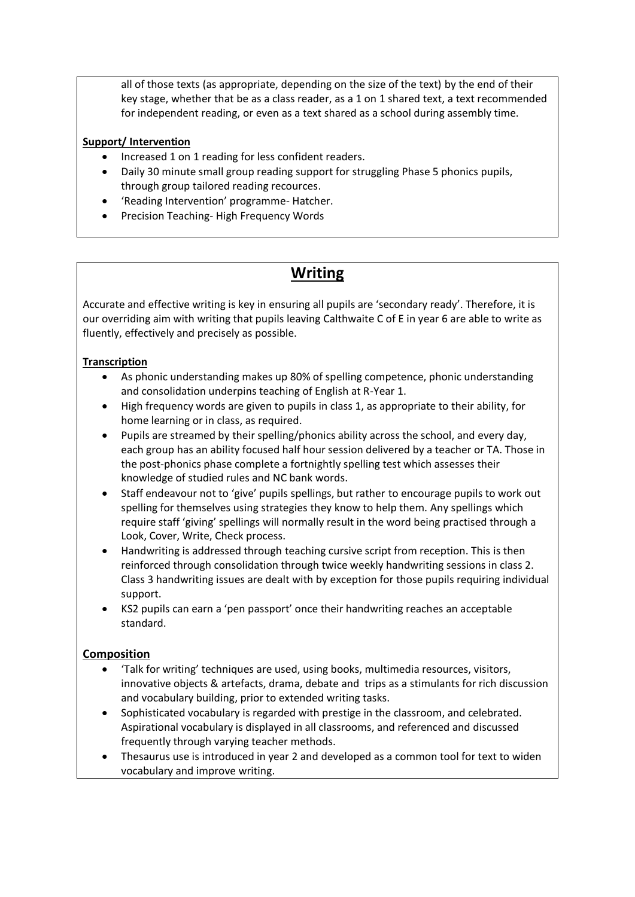all of those texts (as appropriate, depending on the size of the text) by the end of their key stage, whether that be as a class reader, as a 1 on 1 shared text, a text recommended for independent reading, or even as a text shared as a school during assembly time.

**Support/ Intervention**

- Increased 1 on 1 reading for less confident readers.
- Daily 30 minute small group reading support for struggling Phase 5 phonics pupils, through group tailored reading recources.
- 'Reading Intervention' programme- Hatcher.
- Precision Teaching- High Frequency Words

## Writing

Accurate and effective writing is key in ensuring all pupils are 'secondary ready'. Therefore, it is our overriding aim with writing that pupils leaving Calthwaite C of E in year 6 are able to write as fluently, effectively and precisely as possible.

**Transcription**

- As phonic understanding makes up 80% of spelling competence, phonic understanding and consolidation underpins teaching of English at R-Year 1.
- High frequency words are given to pupils in class 1, as appropriate to their ability, for home learning or in class, as required.
- Pupils are streamed by their spelling/phonics ability across the school, and every day, each group has an ability focused half hour session delivered by a teacher or TA. Those in the post-phonics phase complete a fortnightly spelling test which assesses their knowledge of studied rules and NC bank words.
- Staff endeavour not to 'give' pupils spellings, but rather to encourage pupils to work out spelling for themselves using strategies they know to help them. Any spellings which require staff 'giving' spellings will normally result in the word being practised through a Look, Cover, Write, Check process.
- Handwriting is addressed through teaching cursive script from reception. This is then reinforced through consolidation through twice weekly handwriting sessions in class 2. Class 3 handwriting issues are dealt with by exception for those pupils requiring individual support.
- KS2 pupils can earn a 'pen passport' once their handwriting reaches an acceptable standard.

**Composition**

- 'Talk for writing' techniques are used, using books, multimedia resources, visitors, innovative objects & artefacts, drama, debate and trips as a stimulants for rich discussion and vocabulary building, prior to extended writing tasks.
- Sophisticated vocabulary is regarded with prestige in the classroom, and celebrated. Aspirational vocabulary is displayed in all classrooms, and referenced and discussed frequently through varying teacher methods.
- Thesaurus use is introduced in year 2 and developed as a common tool for text to widen vocabulary and improve writing.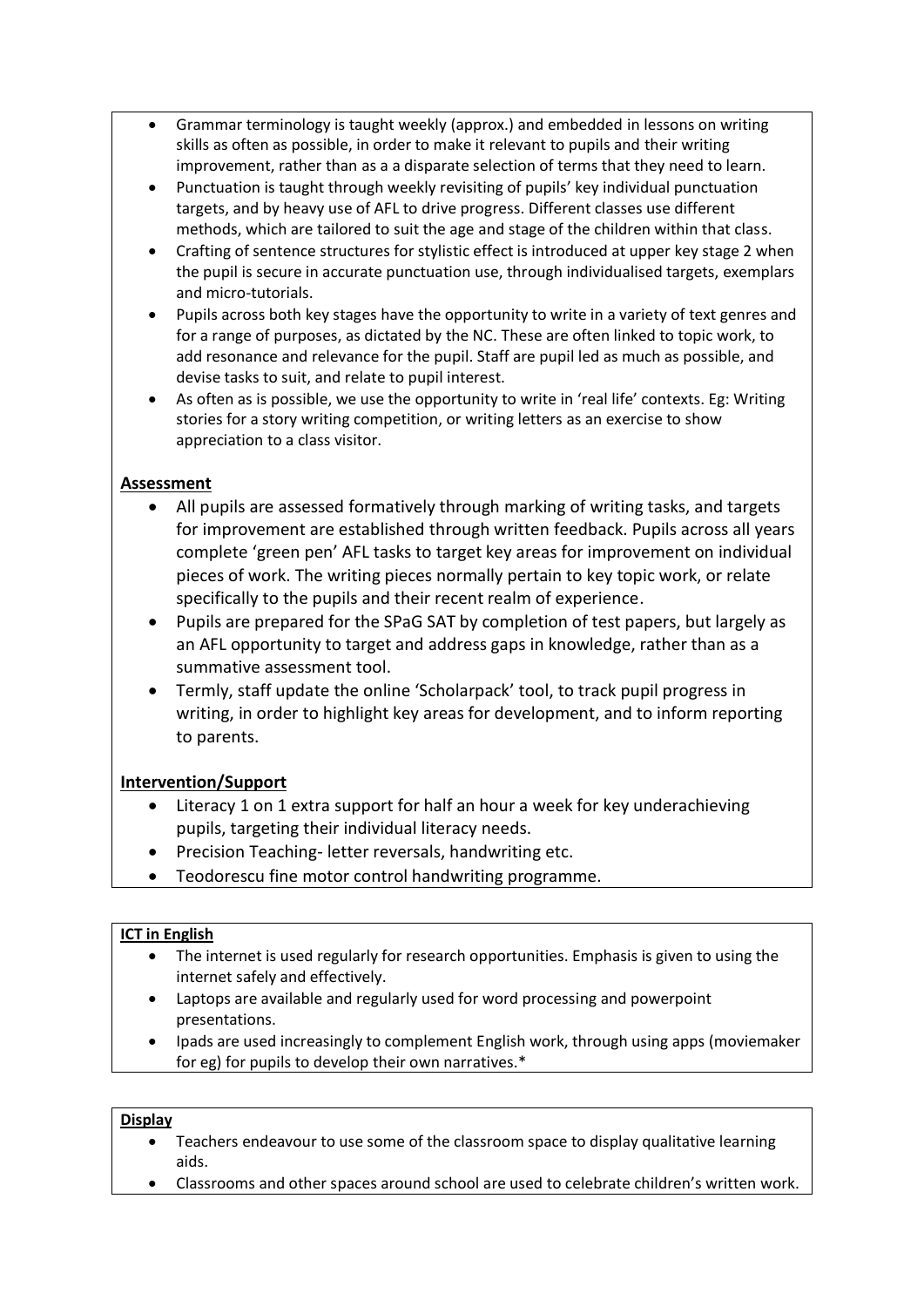- Grammar terminology is taught weekly (approx.) and embedded in lessons on writing skills as often as possible, in order to make it relevant to pupils and their writing improvement, rather than as a a disparate selection of terms that they need to learn.
- Punctuation is taught through weekly revisiting of pupils' key individual punctuation targets, and by heavy use of AFL to drive progress. Different classes use different methods, which are tailored to suit the age and stage of the children within that class.
- Crafting of sentence structures for stylistic effect is introduced at upper key stage 2 when the pupil is secure in accurate punctuation use, through individualised targets, exemplars and micro-tutorials.
- Pupils across both key stages have the opportunity to write in a variety of text genres and for a range of purposes, as dictated by the NC. These are often linked to topic work, to add resonance and relevance for the pupil. Staff are pupil led as much as possible, and devise tasks to suit, and relate to pupil interest.
- As often as is possible, we use the opportunity to write in 'real life' contexts. Eg: Writing stories for a story writing competition, or writing letters as an exercise to show appreciation to a class visitor.

**Assessment**

- All pupils are assessed formatively through marking of writing tasks, and targets for improvement are established through written feedback. Pupils across all years complete 'green pen' AFL tasks to target key areas for improvement on individual pieces of work. The writing pieces normally pertain to key topic work, or relate specifically to the pupils and their recent realm of experience.
- Pupils are prepared for the SPaG SAT by completion of test papers, but largely as an AFL opportunity to target and address gaps in knowledge, rather than as a summative assessment tool.
- Termly, staff update the online 'Scholarpack' tool, to track pupil progress in writing, in order to highlight key areas for development, and to inform reporting to parents.

**Intervention/Support**

- Literacy 1 on 1 extra support for half an hour a week for key underachieving pupils, targeting their individual literacy needs.
- Precision Teaching- letter reversals, handwriting etc.
- Teodorescu fine motor control handwriting programme.

**ICT in English**

- The internet is used regularly for research opportunities. Emphasis is given to using the internet safely and effectively.
- Laptops are available and regularly used for word processing and powerpoint presentations.
- Ipads are used increasingly to complement English work, through using apps (moviemaker for eg) for pupils to develop their own narratives.*

**Display**

- Teachers endeavour to use some of the classroom space to display qualitative learning aids.
- Classrooms and other spaces around school are used to celebrate children's written work.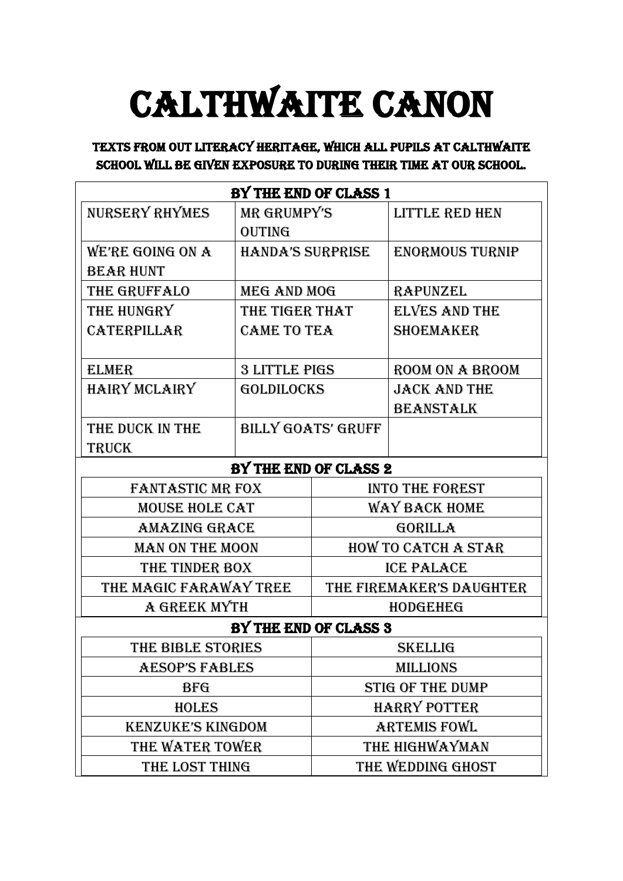# CALTHWAITE CANON

**TEXTS FROM OUT LITERACY HERITAGE, WHICH ALL PUPILS AT CALTHWAITE SCHOOL WILL BE GIVEN EXPOSURE TO DURING THEIR TIME AT OUR SCHOOL.**

| BY THE END OF CLASS 1 | | |
|---|---|---|
| NURSERY RHYMES | MR GRUMPY'S OUTING | LITTLE RED HEN |
| WE'RE GOING ON A BEAR HUNT | HANDA'S SURPRISE | ENORMOUS TURNIP |
| THE GRUFFALO | MEG AND MOG | RAPUNZEL |
| THE HUNGRY CATERPILLAR | THE TIGER THAT CAME TO TEA | ELVES AND THE SHOEMAKER |
| ELMER | 3 LITTLE PIGS | ROOM ON A BROOM |
| HAIRY MCLAIRY | GOLDILOCKS | JACK AND THE BEANSTALK |
| THE DUCK IN THE TRUCK | BILLY GOATS' GRUFF | |

| BY THE END OF CLASS 2 | |
|---|---|
| FANTASTIC MR FOX | INTO THE FOREST |
| MOUSE HOLE CAT | WAY BACK HOME |
| AMAZING GRACE | GORILLA |
| MAN ON THE MOON | HOW TO CATCH A STAR |
| THE TINDER BOX | ICE PALACE |
| THE MAGIC FARAWAY TREE | THE FIREMAKER'S DAUGHTER |
| A GREEK MYTH | HODGEHEG |

| BY THE END OF CLASS 3 | |
|---|---|
| THE BIBLE STORIES | SKELLIG |
| AESOP'S FABLES | MILLIONS |
| BFG | STIG OF THE DUMP |
| HOLES | HARRY POTTER |
| KENZUKE'S KINGDOM | ARTEMIS FOWL |
| THE WATER TOWER | THE HIGHWAYMAN |
| THE LOST THING | THE WEDDING GHOST |